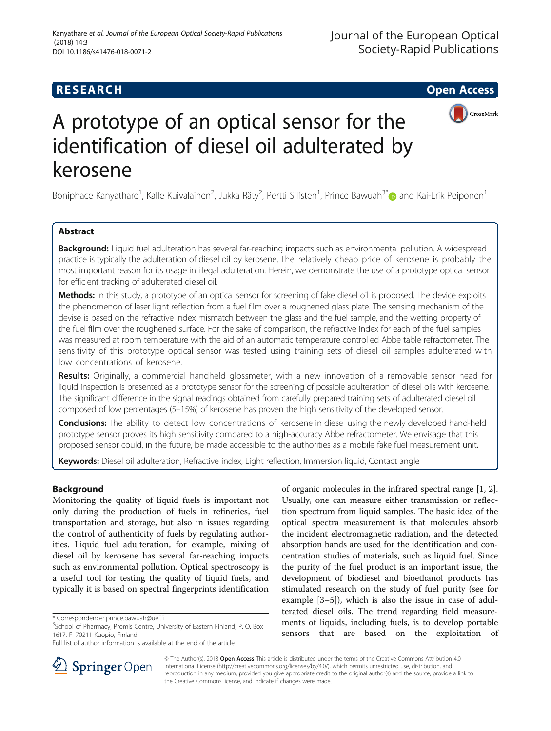**RESEARCH** **Open Access**

# A prototype of an optical sensor for the identification of diesel oil adulterated by kerosene

Boniphace Kanyathare[1], Kalle Kuivalainen[2], Jukka Räty[2], Pertti Silfsten[1], Prince Bawuah[3*] and Kai-Erik Peiponen[1]

## Abstract

**Background:** Liquid fuel adulteration has several far-reaching impacts such as environmental pollution. A widespread practice is typically the adulteration of diesel oil by kerosene. The relatively cheap price of kerosene is probably the most important reason for its usage in illegal adulteration. Herein, we demonstrate the use of a prototype optical sensor for efficient tracking of adulterated diesel oil.

**Methods:** In this study, a prototype of an optical sensor for screening of fake diesel oil is proposed. The device exploits the phenomenon of laser light reflection from a fuel film over a roughened glass plate. The sensing mechanism of the devise is based on the refractive index mismatch between the glass and the fuel sample, and the wetting property of the fuel film over the roughened surface. For the sake of comparison, the refractive index for each of the fuel samples was measured at room temperature with the aid of an automatic temperature controlled Abbe table refractometer. The sensitivity of this prototype optical sensor was tested using training sets of diesel oil samples adulterated with low concentrations of kerosene.

**Results:** Originally, a commercial handheld glossmeter, with a new innovation of a removable sensor head for liquid inspection is presented as a prototype sensor for the screening of possible adulteration of diesel oils with kerosene. The significant difference in the signal readings obtained from carefully prepared training sets of adulterated diesel oil composed of low percentages (5–15%) of kerosene has proven the high sensitivity of the developed sensor.

**Conclusions:** The ability to detect low concentrations of kerosene in diesel using the newly developed hand-held prototype sensor proves its high sensitivity compared to a high-accuracy Abbe refractometer. We envisage that this proposed sensor could, in the future, be made accessible to the authorities as a mobile fake fuel measurement unit.

**Keywords:** Diesel oil adulteration, Refractive index, Light reflection, Immersion liquid, Contact angle

## Background

Monitoring the quality of liquid fuels is important not only during the production of fuels in refineries, fuel transportation and storage, but also in issues regarding the control of authenticity of fuels by regulating authorities. Liquid fuel adulteration, for example, mixing of diesel oil by kerosene has several far-reaching impacts such as environmental pollution. Optical spectroscopy is a useful tool for testing the quality of liquid fuels, and typically it is based on spectral fingerprints identification of organic molecules in the infrared spectral range [1, 2]. Usually, one can measure either transmission or reflection spectrum from liquid samples. The basic idea of the optical spectra measurement is that molecules absorb the incident electromagnetic radiation, and the detected absorption bands are used for the identification and concentration studies of materials, such as liquid fuel. Since the purity of the fuel product is an important issue, the development of biodiesel and bioethanol products has stimulated research on the study of fuel purity (see for example [3–5]), which is also the issue in case of adulterated diesel oils. The trend regarding field measurements of liquids, including fuels, is to develop portable sensors that are based on the exploitation of

\* Correspondence: prince.bawuah@uef.fi
[3]School of Pharmacy, Promis Centre, University of Eastern Finland, P. O. Box 1617, FI-70211 Kuopio, Finland
Full list of author information is available at the end of the article

© The Author(s). 2018 **Open Access** This article is distributed under the terms of the Creative Commons Attribution 4.0 International License (http://creativecommons.org/licenses/by/4.0/), which permits unrestricted use, distribution, and reproduction in any medium, provided you give appropriate credit to the original author(s) and the source, provide a link to the Creative Commons license, and indicate if changes were made.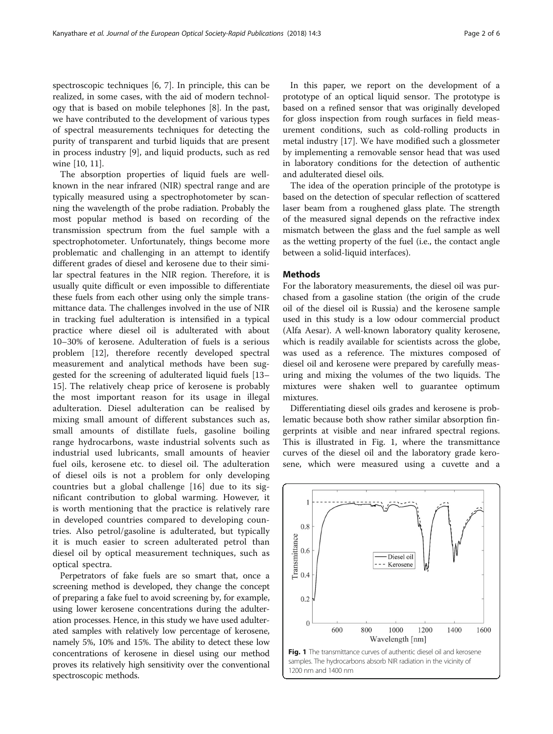spectroscopic techniques [6, 7]. In principle, this can be realized, in some cases, with the aid of modern technology that is based on mobile telephones [8]. In the past, we have contributed to the development of various types of spectral measurements techniques for detecting the purity of transparent and turbid liquids that are present in process industry [9], and liquid products, such as red wine [10, 11].

The absorption properties of liquid fuels are well-known in the near infrared (NIR) spectral range and are typically measured using a spectrophotometer by scanning the wavelength of the probe radiation. Probably the most popular method is based on recording of the transmission spectrum from the fuel sample with a spectrophotometer. Unfortunately, things become more problematic and challenging in an attempt to identify different grades of diesel and kerosene due to their similar spectral features in the NIR region. Therefore, it is usually quite difficult or even impossible to differentiate these fuels from each other using only the simple transmittance data. The challenges involved in the use of NIR in tracking fuel adulteration is intensified in a typical practice where diesel oil is adulterated with about 10–30% of kerosene. Adulteration of fuels is a serious problem [12], therefore recently developed spectral measurement and analytical methods have been suggested for the screening of adulterated liquid fuels [13–15]. The relatively cheap price of kerosene is probably the most important reason for its usage in illegal adulteration. Diesel adulteration can be realised by mixing small amount of different substances such as, small amounts of distillate fuels, gasoline boiling range hydrocarbons, waste industrial solvents such as industrial used lubricants, small amounts of heavier fuel oils, kerosene etc. to diesel oil. The adulteration of diesel oils is not a problem for only developing countries but a global challenge [16] due to its significant contribution to global warming. However, it is worth mentioning that the practice is relatively rare in developed countries compared to developing countries. Also petrol/gasoline is adulterated, but typically it is much easier to screen adulterated petrol than diesel oil by optical measurement techniques, such as optical spectra.

Perpetrators of fake fuels are so smart that, once a screening method is developed, they change the concept of preparing a fake fuel to avoid screening by, for example, using lower kerosene concentrations during the adulteration processes. Hence, in this study we have used adulterated samples with relatively low percentage of kerosene, namely 5%, 10% and 15%. The ability to detect these low concentrations of kerosene in diesel using our method proves its relatively high sensitivity over the conventional spectroscopic methods.

In this paper, we report on the development of a prototype of an optical liquid sensor. The prototype is based on a refined sensor that was originally developed for gloss inspection from rough surfaces in field measurement conditions, such as cold-rolling products in metal industry [17]. We have modified such a glossmeter by implementing a removable sensor head that was used in laboratory conditions for the detection of authentic and adulterated diesel oils.

The idea of the operation principle of the prototype is based on the detection of specular reflection of scattered laser beam from a roughened glass plate. The strength of the measured signal depends on the refractive index mismatch between the glass and the fuel sample as well as the wetting property of the fuel (i.e., the contact angle between a solid-liquid interfaces).

## Methods

For the laboratory measurements, the diesel oil was purchased from a gasoline station (the origin of the crude oil of the diesel oil is Russia) and the kerosene sample used in this study is a low odour commercial product (Alfa Aesar). A well-known laboratory quality kerosene, which is readily available for scientists across the globe, was used as a reference. The mixtures composed of diesel oil and kerosene were prepared by carefully measuring and mixing the volumes of the two liquids. The mixtures were shaken well to guarantee optimum mixtures.

Differentiating diesel oils grades and kerosene is problematic because both show rather similar absorption fingerprints at visible and near infrared spectral regions. This is illustrated in Fig. 1, where the transmittance curves of the diesel oil and the laboratory grade kerosene, which were measured using a cuvette and a

**Fig. 1** The transmittance curves of authentic diesel oil and kerosene samples. The hydrocarbons absorb NIR radiation in the vicinity of 1200 nm and 1400 nm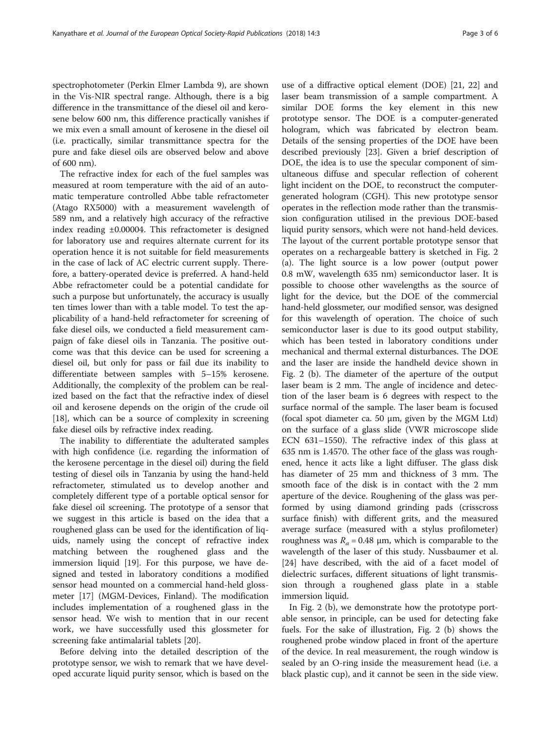spectrophotometer (Perkin Elmer Lambda 9), are shown in the Vis-NIR spectral range. Although, there is a big difference in the transmittance of the diesel oil and kerosene below 600 nm, this difference practically vanishes if we mix even a small amount of kerosene in the diesel oil (i.e. practically, similar transmittance spectra for the pure and fake diesel oils are observed below and above of 600 nm).

The refractive index for each of the fuel samples was measured at room temperature with the aid of an automatic temperature controlled Abbe table refractometer (Atago RX5000) with a measurement wavelength of 589 nm, and a relatively high accuracy of the refractive index reading ±0.00004. This refractometer is designed for laboratory use and requires alternate current for its operation hence it is not suitable for field measurements in the case of lack of AC electric current supply. Therefore, a battery-operated device is preferred. A hand-held Abbe refractometer could be a potential candidate for such a purpose but unfortunately, the accuracy is usually ten times lower than with a table model. To test the applicability of a hand-held refractometer for screening of fake diesel oils, we conducted a field measurement campaign of fake diesel oils in Tanzania. The positive outcome was that this device can be used for screening a diesel oil, but only for pass or fail due its inability to differentiate between samples with 5–15% kerosene. Additionally, the complexity of the problem can be realized based on the fact that the refractive index of diesel oil and kerosene depends on the origin of the crude oil [18], which can be a source of complexity in screening fake diesel oils by refractive index reading.

The inability to differentiate the adulterated samples with high confidence (i.e. regarding the information of the kerosene percentage in the diesel oil) during the field testing of diesel oils in Tanzania by using the hand-held refractometer, stimulated us to develop another and completely different type of a portable optical sensor for fake diesel oil screening. The prototype of a sensor that we suggest in this article is based on the idea that a roughened glass can be used for the identification of liquids, namely using the concept of refractive index matching between the roughened glass and the immersion liquid [19]. For this purpose, we have designed and tested in laboratory conditions a modified sensor head mounted on a commercial hand-held glossmeter [17] (MGM-Devices, Finland). The modification includes implementation of a roughened glass in the sensor head. We wish to mention that in our recent work, we have successfully used this glossmeter for screening fake antimalarial tablets [20].

Before delving into the detailed description of the prototype sensor, we wish to remark that we have developed accurate liquid purity sensor, which is based on the use of a diffractive optical element (DOE) [21, 22] and laser beam transmission of a sample compartment. A similar DOE forms the key element in this new prototype sensor. The DOE is a computer-generated hologram, which was fabricated by electron beam. Details of the sensing properties of the DOE have been described previously [23]. Given a brief description of DOE, the idea is to use the specular component of simultaneous diffuse and specular reflection of coherent light incident on the DOE, to reconstruct the computer-generated hologram (CGH). This new prototype sensor operates in the reflection mode rather than the transmission configuration utilised in the previous DOE-based liquid purity sensors, which were not hand-held devices. The layout of the current portable prototype sensor that operates on a rechargeable battery is sketched in Fig. 2 (a). The light source is a low power (output power 0.8 mW, wavelength 635 nm) semiconductor laser. It is possible to choose other wavelengths as the source of light for the device, but the DOE of the commercial hand-held glossmeter, our modified sensor, was designed for this wavelength of operation. The choice of such semiconductor laser is due to its good output stability, which has been tested in laboratory conditions under mechanical and thermal external disturbances. The DOE and the laser are inside the handheld device shown in Fig. 2 (b). The diameter of the aperture of the output laser beam is 2 mm. The angle of incidence and detection of the laser beam is 6 degrees with respect to the surface normal of the sample. The laser beam is focused (focal spot diameter ca. 50 μm, given by the MGM Ltd) on the surface of a glass slide (VWR microscope slide ECN 631–1550). The refractive index of this glass at 635 nm is 1.4570. The other face of the glass was roughened, hence it acts like a light diffuser. The glass disk has diameter of 25 mm and thickness of 3 mm. The smooth face of the disk is in contact with the 2 mm aperture of the device. Roughening of the glass was performed by using diamond grinding pads (crisscross surface finish) with different grits, and the measured average surface (measured with a stylus profilometer) roughness was $R_a = 0.48$ μm, which is comparable to the wavelength of the laser of this study. Nussbaumer et al. [24] have described, with the aid of a facet model of dielectric surfaces, different situations of light transmission through a roughened glass plate in a stable immersion liquid.

In Fig. 2 (b), we demonstrate how the prototype portable sensor, in principle, can be used for detecting fake fuels. For the sake of illustration, Fig. 2 (b) shows the roughened probe window placed in front of the aperture of the device. In real measurement, the rough window is sealed by an O-ring inside the measurement head (i.e. a black plastic cup), and it cannot be seen in the side view.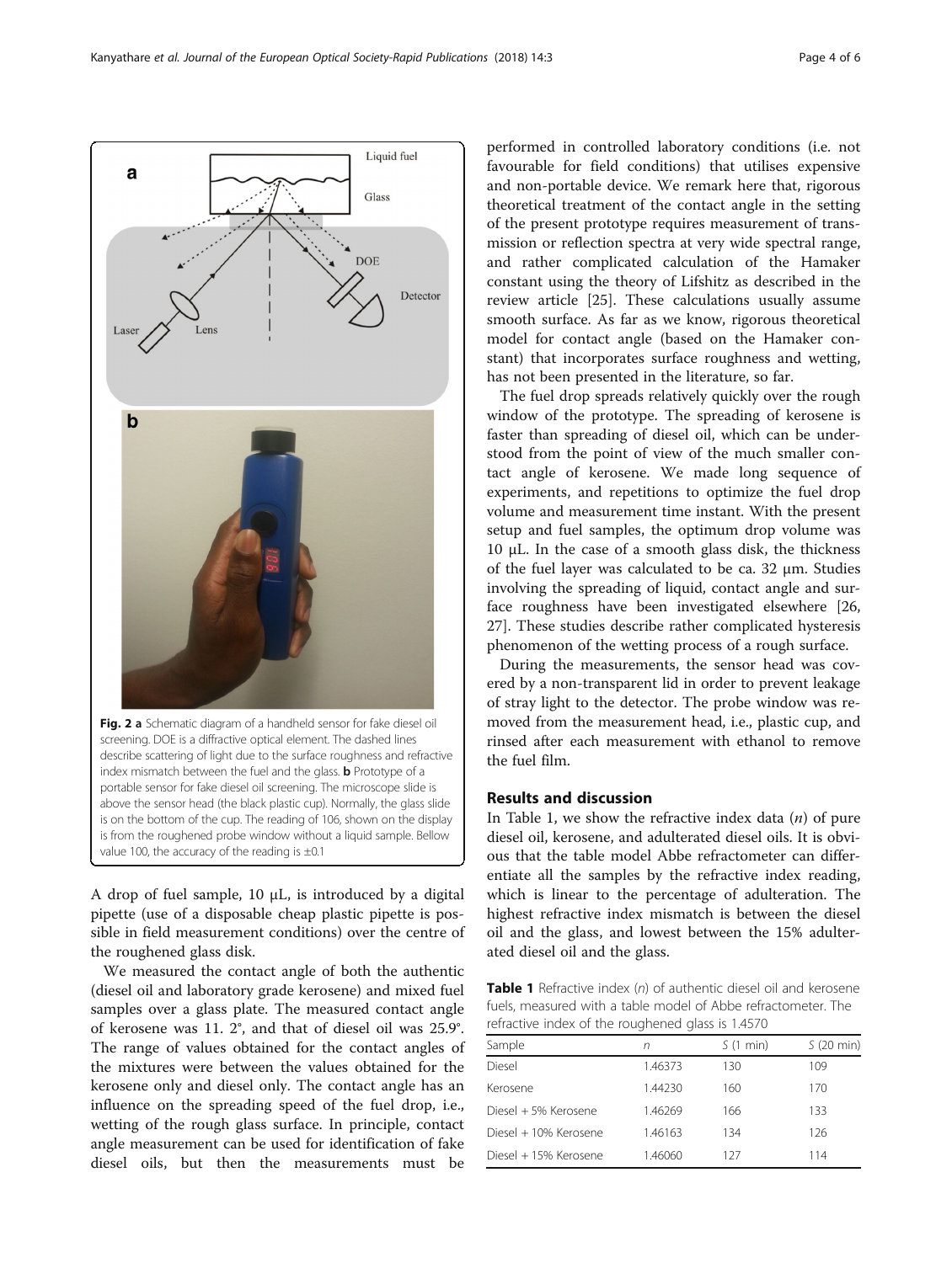Liquid fuel

Glass

DOE

Detector

Laser

Lens

Fig. 2 a Schematic diagram of a handheld sensor for fake diesel oil screening. DOE is a diffractive optical element. The dashed lines describe scattering of light due to the surface roughness and refractive index mismatch between the fuel and the glass. b Prototype of a portable sensor for fake diesel oil screening. The microscope slide is above the sensor head (the black plastic cup). Normally, the glass slide is on the bottom of the cup. The reading of 106, shown on the display is from the roughened probe window without a liquid sample. Bellow value 100, the accuracy of the reading is ±0.1

A drop of fuel sample, 10 μL, is introduced by a digital pipette (use of a disposable cheap plastic pipette is possible in field measurement conditions) over the centre of the roughened glass disk.

We measured the contact angle of both the authentic (diesel oil and laboratory grade kerosene) and mixed fuel samples over a glass plate. The measured contact angle of kerosene was 11. 2°, and that of diesel oil was 25.9°. The range of values obtained for the contact angles of the mixtures were between the values obtained for the kerosene only and diesel only. The contact angle has an influence on the spreading speed of the fuel drop, i.e., wetting of the rough glass surface. In principle, contact angle measurement can be used for identification of fake diesel oils, but then the measurements must be performed in controlled laboratory conditions (i.e. not favourable for field conditions) that utilises expensive and non-portable device. We remark here that, rigorous theoretical treatment of the contact angle in the setting of the present prototype requires measurement of transmission or reflection spectra at very wide spectral range, and rather complicated calculation of the Hamaker constant using the theory of Lifshitz as described in the review article [25]. These calculations usually assume smooth surface. As far as we know, rigorous theoretical model for contact angle (based on the Hamaker constant) that incorporates surface roughness and wetting, has not been presented in the literature, so far.

The fuel drop spreads relatively quickly over the rough window of the prototype. The spreading of kerosene is faster than spreading of diesel oil, which can be understood from the point of view of the much smaller contact angle of kerosene. We made long sequence of experiments, and repetitions to optimize the fuel drop volume and measurement time instant. With the present setup and fuel samples, the optimum drop volume was 10 μL. In the case of a smooth glass disk, the thickness of the fuel layer was calculated to be ca. 32 μm. Studies involving the spreading of liquid, contact angle and surface roughness have been investigated elsewhere [26, 27]. These studies describe rather complicated hysteresis phenomenon of the wetting process of a rough surface.

During the measurements, the sensor head was covered by a non-transparent lid in order to prevent leakage of stray light to the detector. The probe window was removed from the measurement head, i.e., plastic cup, and rinsed after each measurement with ethanol to remove the fuel film.

## Results and discussion

In Table 1, we show the refractive index data ($n$) of pure diesel oil, kerosene, and adulterated diesel oils. It is obvious that the table model Abbe refractometer can differentiate all the samples by the refractive index reading, which is linear to the percentage of adulteration. The highest refractive index mismatch is between the diesel oil and the glass, and lowest between the 15% adulterated diesel oil and the glass.

**Table 1** Refractive index ($n$) of authentic diesel oil and kerosene fuels, measured with a table model of Abbe refractometer. The refractive index of the roughened glass is 1.4570

| Sample | $n$ | $S$ (1 min) | $S$ (20 min) |
|---|---|---|---|
| Diesel | 1.46373 | 130 | 109 |
| Kerosene | 1.44230 | 160 | 170 |
| Diesel + 5% Kerosene | 1.46269 | 166 | 133 |
| Diesel + 10% Kerosene | 1.46163 | 134 | 126 |
| Diesel + 15% Kerosene | 1.46060 | 127 | 114 |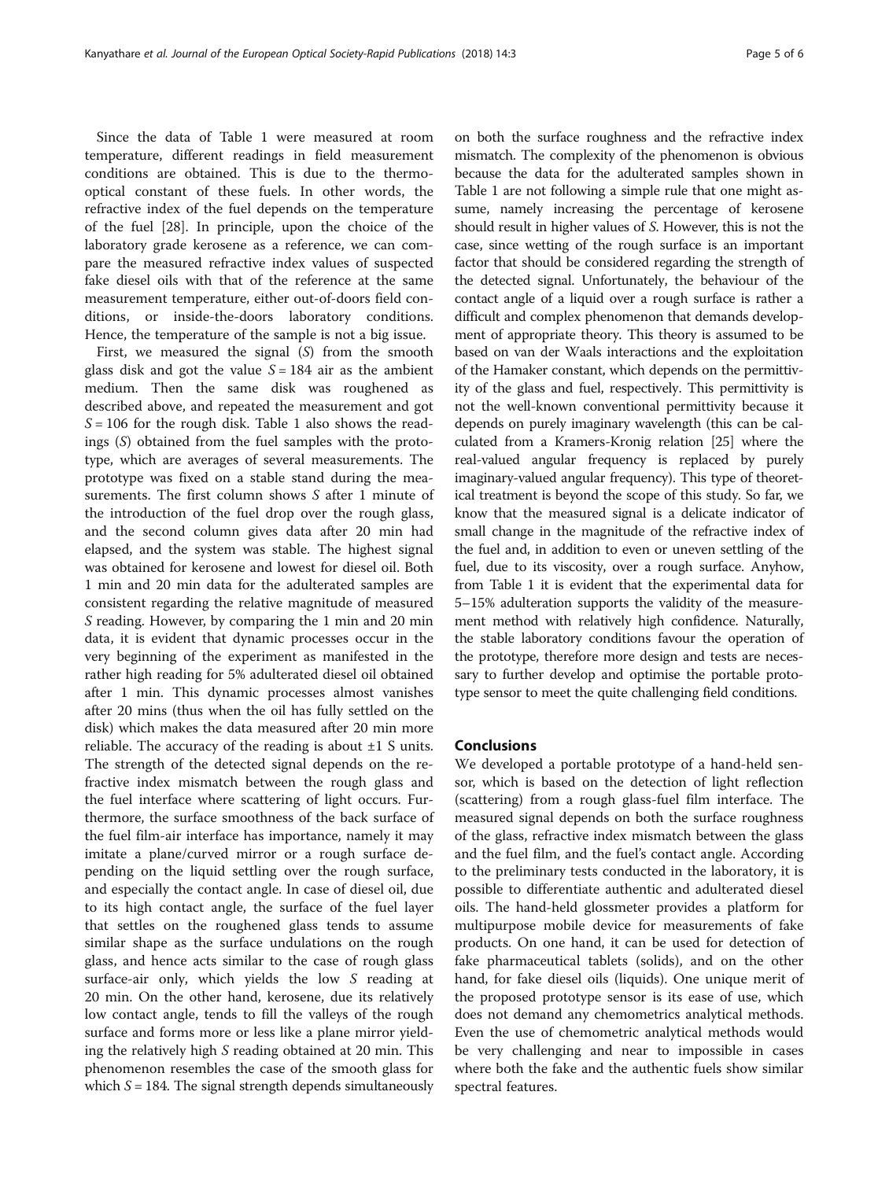Since the data of Table 1 were measured at room temperature, different readings in field measurement conditions are obtained. This is due to the thermo-optical constant of these fuels. In other words, the refractive index of the fuel depends on the temperature of the fuel [28]. In principle, upon the choice of the laboratory grade kerosene as a reference, we can compare the measured refractive index values of suspected fake diesel oils with that of the reference at the same measurement temperature, either out-of-doors field conditions, or inside-the-doors laboratory conditions. Hence, the temperature of the sample is not a big issue.

First, we measured the signal ($S$) from the smooth glass disk and got the value $S = 184$ air as the ambient medium. Then the same disk was roughened as described above, and repeated the measurement and got $S = 106$ for the rough disk. Table 1 also shows the readings ($S$) obtained from the fuel samples with the prototype, which are averages of several measurements. The prototype was fixed on a stable stand during the measurements. The first column shows $S$ after 1 minute of the introduction of the fuel drop over the rough glass, and the second column gives data after 20 min had elapsed, and the system was stable. The highest signal was obtained for kerosene and lowest for diesel oil. Both 1 min and 20 min data for the adulterated samples are consistent regarding the relative magnitude of measured $S$ reading. However, by comparing the 1 min and 20 min data, it is evident that dynamic processes occur in the very beginning of the experiment as manifested in the rather high reading for 5% adulterated diesel oil obtained after 1 min. This dynamic processes almost vanishes after 20 mins (thus when the oil has fully settled on the disk) which makes the data measured after 20 min more reliable. The accuracy of the reading is about ±1 S units. The strength of the detected signal depends on the refractive index mismatch between the rough glass and the fuel interface where scattering of light occurs. Furthermore, the surface smoothness of the back surface of the fuel film-air interface has importance, namely it may imitate a plane/curved mirror or a rough surface depending on the liquid settling over the rough surface, and especially the contact angle. In case of diesel oil, due to its high contact angle, the surface of the fuel layer that settles on the roughened glass tends to assume similar shape as the surface undulations on the rough glass, and hence acts similar to the case of rough glass surface-air only, which yields the low $S$ reading at 20 min. On the other hand, kerosene, due its relatively low contact angle, tends to fill the valleys of the rough surface and forms more or less like a plane mirror yielding the relatively high $S$ reading obtained at 20 min. This phenomenon resembles the case of the smooth glass for which $S = 184$. The signal strength depends simultaneously on both the surface roughness and the refractive index mismatch. The complexity of the phenomenon is obvious because the data for the adulterated samples shown in Table 1 are not following a simple rule that one might assume, namely increasing the percentage of kerosene should result in higher values of $S$. However, this is not the case, since wetting of the rough surface is an important factor that should be considered regarding the strength of the detected signal. Unfortunately, the behaviour of the contact angle of a liquid over a rough surface is rather a difficult and complex phenomenon that demands development of appropriate theory. This theory is assumed to be based on van der Waals interactions and the exploitation of the Hamaker constant, which depends on the permittivity of the glass and fuel, respectively. This permittivity is not the well-known conventional permittivity because it depends on purely imaginary wavelength (this can be calculated from a Kramers-Kronig relation [25] where the real-valued angular frequency is replaced by purely imaginary-valued angular frequency). This type of theoretical treatment is beyond the scope of this study. So far, we know that the measured signal is a delicate indicator of small change in the magnitude of the refractive index of the fuel and, in addition to even or uneven settling of the fuel, due to its viscosity, over a rough surface. Anyhow, from Table 1 it is evident that the experimental data for 5–15% adulteration supports the validity of the measurement method with relatively high confidence. Naturally, the stable laboratory conditions favour the operation of the prototype, therefore more design and tests are necessary to further develop and optimise the portable prototype sensor to meet the quite challenging field conditions.

## Conclusions

We developed a portable prototype of a hand-held sensor, which is based on the detection of light reflection (scattering) from a rough glass-fuel film interface. The measured signal depends on both the surface roughness of the glass, refractive index mismatch between the glass and the fuel film, and the fuel's contact angle. According to the preliminary tests conducted in the laboratory, it is possible to differentiate authentic and adulterated diesel oils. The hand-held glossmeter provides a platform for multipurpose mobile device for measurements of fake products. On one hand, it can be used for detection of fake pharmaceutical tablets (solids), and on the other hand, for fake diesel oils (liquids). One unique merit of the proposed prototype sensor is its ease of use, which does not demand any chemometrics analytical methods. Even the use of chemometric analytical methods would be very challenging and near to impossible in cases where both the fake and the authentic fuels show similar spectral features.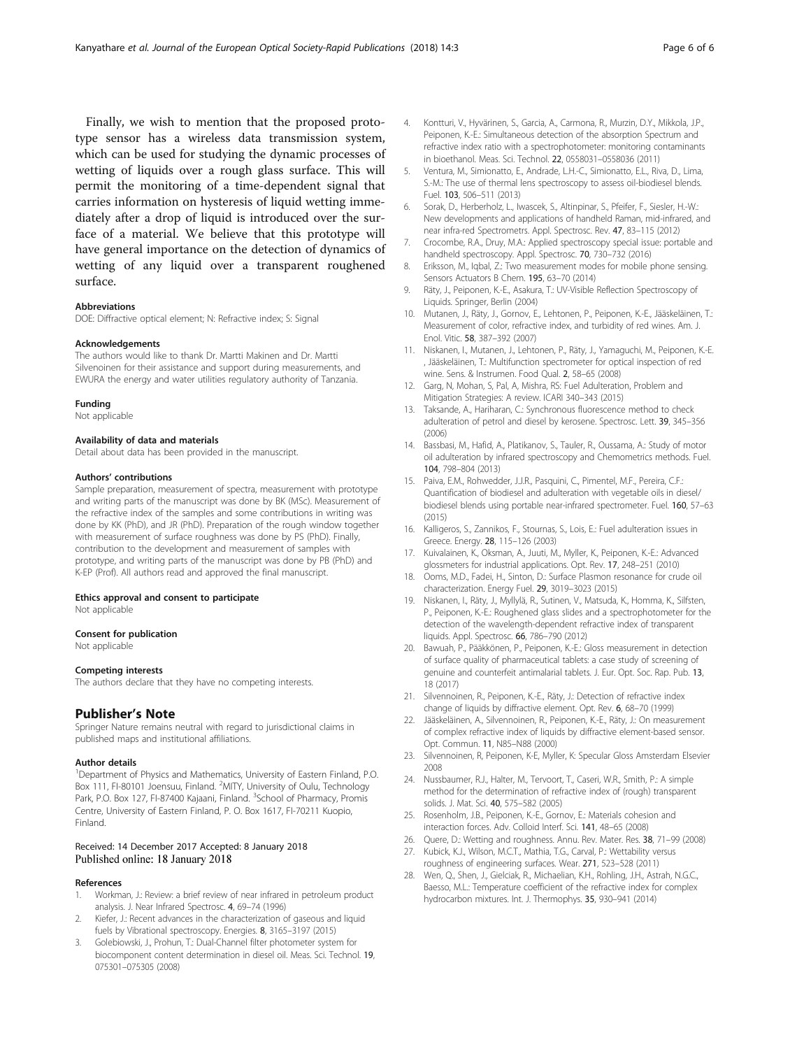Finally, we wish to mention that the proposed prototype sensor has a wireless data transmission system, which can be used for studying the dynamic processes of wetting of liquids over a rough glass surface. This will permit the monitoring of a time-dependent signal that carries information on hysteresis of liquid wetting immediately after a drop of liquid is introduced over the surface of a material. We believe that this prototype will have general importance on the detection of dynamics of wetting of any liquid over a transparent roughened surface.

#### Abbreviations
DOE: Diffractive optical element; N: Refractive index; S: Signal

#### Acknowledgements
The authors would like to thank Dr. Martti Makinen and Dr. Martti Silvenoinen for their assistance and support during measurements, and EWURA the energy and water utilities regulatory authority of Tanzania.

#### Funding
Not applicable

#### Availability of data and materials
Detail about data has been provided in the manuscript.

#### Authors' contributions
Sample preparation, measurement of spectra, measurement with prototype and writing parts of the manuscript was done by BK (MSc). Measurement of the refractive index of the samples and some contributions in writing was done by KK (PhD), and JR (PhD). Preparation of the rough window together with measurement of surface roughness was done by PS (PhD). Finally, contribution to the development and measurement of samples with prototype, and writing parts of the manuscript was done by PB (PhD) and K-EP (Prof). All authors read and approved the final manuscript.

#### Ethics approval and consent to participate
Not applicable

#### Consent for publication
Not applicable

#### Competing interests
The authors declare that they have no competing interests.

## Publisher's Note
Springer Nature remains neutral with regard to jurisdictional claims in published maps and institutional affiliations.

#### Author details
[1]Department of Physics and Mathematics, University of Eastern Finland, P.O. Box 111, FI-80101 Joensuu, Finland. [2]MITY, University of Oulu, Technology Park, P.O. Box 127, FI-87400 Kajaani, Finland. [3]School of Pharmacy, Promis Centre, University of Eastern Finland, P. O. Box 1617, FI-70211 Kuopio, Finland.

Received: 14 December 2017 Accepted: 8 January 2018
Published online: 18 January 2018

#### References
1. Workman, J.: Review: a brief review of near infrared in petroleum product analysis. J. Near Infrared Spectrosc. **4**, 69–74 (1996)
2. Kiefer, J.: Recent advances in the characterization of gaseous and liquid fuels by Vibrational spectroscopy. Energies. **8**, 3165–3197 (2015)
3. Golebiowski, J., Prohun, T.: Dual-Channel filter photometer system for biocomponent content determination in diesel oil. Meas. Sci. Technol. **19**, 075301–075305 (2008)
4. Kontturi, V., Hyvärinen, S., Garcia, A., Carmona, R., Murzin, D.Y., Mikkola, J.P., Peiponen, K.-E.: Simultaneous detection of the absorption Spectrum and refractive index ratio with a spectrophotometer: monitoring contaminants in bioethanol. Meas. Sci. Technol. **22**, 0558031–0558036 (2011)
5. Ventura, M., Simionatto, E., Andrade, L.H.-C., Simionatto, E.L., Riva, D., Lima, S.-M.: The use of thermal lens spectroscopy to assess oil-biodiesel blends. Fuel. **103**, 506–511 (2013)
6. Sorak, D., Herberholz, L., Iwascek, S., Altinpinar, S., Pfeifer, F., Siesler, H.-W.: New developments and applications of handheld Raman, mid-infrared, and near infra-red Spectrometrs. Appl. Spectrosc. Rev. **47**, 83–115 (2012)
7. Crocombe, R.A., Druy, M.A.: Applied spectroscopy special issue: portable and handheld spectroscopy. Appl. Spectrosc. **70**, 730–732 (2016)
8. Eriksson, M., Iqbal, Z.: Two measurement modes for mobile phone sensing. Sensors Actuators B Chem. **195**, 63–70 (2014)
9. Räty, J., Peiponen, K.-E., Asakura, T.: UV-Visible Reflection Spectroscopy of Liquids. Springer, Berlin (2004)
10. Mutanen, J., Räty, J., Gornov, E., Lehtonen, P., Peiponen, K.-E., Jääskeläinen, T.: Measurement of color, refractive index, and turbidity of red wines. Am. J. Enol. Vitic. **58**, 387–392 (2007)
11. Niskanen, I., Mutanen, J., Lehtonen, P., Räty, J., Yamaguchi, M., Peiponen, K.-E. , Jääskeläinen, T.: Multifunction spectrometer for optical inspection of red wine. Sens. & Instrumen. Food Qual. **2**, 58–65 (2008)
12. Garg, N, Mohan, S, Pal, A, Mishra, RS: Fuel Adulteration, Problem and Mitigation Strategies: A review. ICARI 340–343 (2015)
13. Taksande, A., Hariharan, C.: Synchronous fluorescence method to check adulteration of petrol and diesel by kerosene. Spectrosc. Lett. **39**, 345–356 (2006)
14. Bassbasi, M., Hafid, A., Platikanov, S., Tauler, R., Oussama, A.: Study of motor oil adulteration by infrared spectroscopy and Chemometrics methods. Fuel. **104**, 798–804 (2013)
15. Paiva, E.M., Rohwedder, J.J.R., Pasquini, C., Pimentel, M.F., Pereira, C.F.: Quantification of biodiesel and adulteration with vegetable oils in diesel/ biodiesel blends using portable near-infrared spectrometer. Fuel. **160**, 57–63 (2015)
16. Kalligeros, S., Zannikos, F., Stournas, S., Lois, E.: Fuel adulteration issues in Greece. Energy. **28**, 115–126 (2003)
17. Kuivalainen, K., Oksman, A., Juuti, M., Myller, K., Peiponen, K.-E.: Advanced glossmeters for industrial applications. Opt. Rev. **17**, 248–251 (2010)
18. Ooms, M.D., Fadei, H., Sinton, D.: Surface Plasmon resonance for crude oil characterization. Energy Fuel. **29**, 3019–3023 (2015)
19. Niskanen, I., Räty, J., Myllylä, R., Sutinen, V., Matsuda, K., Homma, K., Silfsten, P., Peiponen, K.-E.: Roughened glass slides and a spectrophotometer for the detection of the wavelength-dependent refractive index of transparent liquids. Appl. Spectrosc. **66**, 786–790 (2012)
20. Bawuah, P., Pääkkönen, P., Peiponen, K.-E.: Gloss measurement in detection of surface quality of pharmaceutical tablets: a case study of screening of genuine and counterfeit antimalarial tablets. J. Eur. Opt. Soc. Rap. Pub. **13**, 18 (2017)
21. Silvennoinen, R., Peiponen, K.-E., Räty, J.: Detection of refractive index change of liquids by diffractive element. Opt. Rev. **6**, 68–70 (1999)
22. Jääskeläinen, A., Silvennoinen, R., Peiponen, K.-E., Räty, J.: On measurement of complex refractive index of liquids by diffractive element-based sensor. Opt. Commun. **11**, N85–N88 (2000)
23. Silvennoinen, R, Peiponen, K-E, Myller, K: Specular Gloss Amsterdam Elsevier 2008
24. Nussbaumer, R.J., Halter, M., Tervoort, T., Caseri, W.R., Smith, P.: A simple method for the determination of refractive index of (rough) transparent solids. J. Mat. Sci. **40**, 575–582 (2005)
25. Rosenholm, J.B., Peiponen, K.-E., Gornov, E.: Materials cohesion and interaction forces. Adv. Colloid Interf. Sci. **141**, 48–65 (2008)
26. Quere, D.: Wetting and roughness. Annu. Rev. Mater. Res. **38**, 71–99 (2008)
27. Kubick, K.J., Wilson, M.C.T., Mathia, T.G., Carval, P.: Wettability versus roughness of engineering surfaces. Wear. **271**, 523–528 (2011)
28. Wen, Q., Shen, J., Gielciak, R., Michaelian, K.H., Rohling, J.H., Astrah, N.G.C., Baesso, M.L.: Temperature coefficient of the refractive index for complex hydrocarbon mixtures. Int. J. Thermophys. **35**, 930–941 (2014)